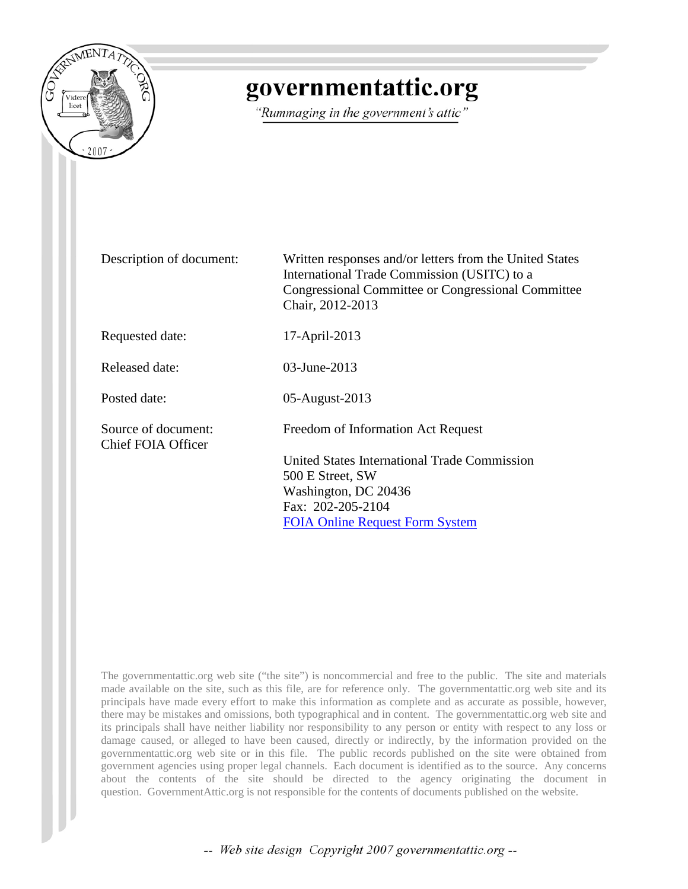# governmentattic.org

*"Rummaging in the government's attic"*

| | |
|---|---|
| Description of document: | Written responses and/or letters from the United States International Trade Commission (USITC) to a Congressional Committee or Congressional Committee Chair, 2012-2013 |
| Requested date: | 17-April-2013 |
| Released date: | 03-June-2013 |
| Posted date: | 05-August-2013 |
| Source of document: | Freedom of Information Act Request |
| Chief FOIA Officer | United States International Trade Commission<br>500 E Street, SW<br>Washington, DC 20436<br>Fax: 202-205-2104<br>[FOIA Online Request Form System](#) |

The governmentattic.org web site ("the site") is noncommercial and free to the public. The site and materials made available on the site, such as this file, are for reference only. The governmentattic.org web site and its principals have made every effort to make this information as complete and as accurate as possible, however, there may be mistakes and omissions, both typographical and in content. The governmentattic.org web site and its principals shall have neither liability nor responsibility to any person or entity with respect to any loss or damage caused, or alleged to have been caused, directly or indirectly, by the information provided on the governmentattic.org web site or in this file. The public records published on the site were obtained from government agencies using proper legal channels. Each document is identified as to the source. Any concerns about the contents of the site should be directed to the agency originating the document in question. GovernmentAttic.org is not responsible for the contents of documents published on the website.

*-- Web site design Copyright 2007 governmentattic.org --*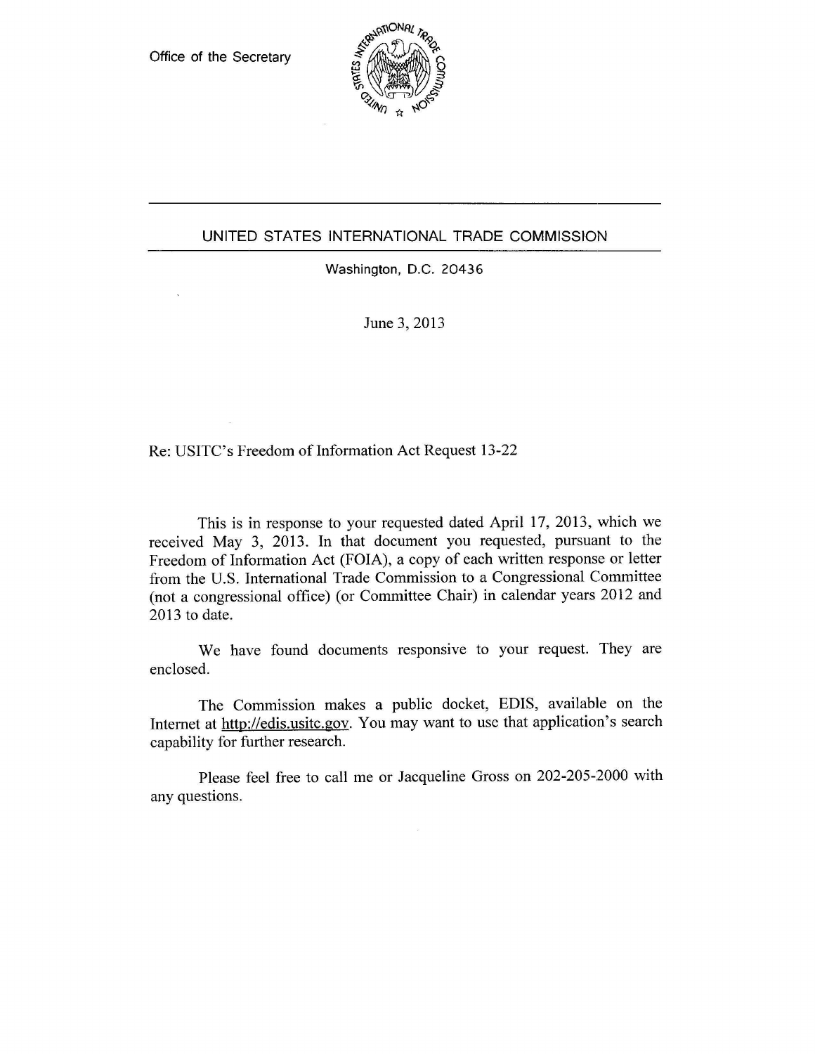Office of the Secretary

UNITED STATES INTERNATIONAL TRADE COMMISSION

Washington, D.C. 20436

June 3, 2013

Re: USITC's Freedom of Information Act Request 13-22

This is in response to your requested dated April 17, 2013, which we received May 3, 2013. In that document you requested, pursuant to the Freedom of Information Act (FOIA), a copy of each written response or letter from the U.S. International Trade Commission to a Congressional Committee (not a congressional office) (or Committee Chair) in calendar years 2012 and 2013 to date.

We have found documents responsive to your request. They are enclosed.

The Commission makes a public docket, EDIS, available on the Internet at http://edis.usitc.gov. You may want to use that application's search capability for further research.

Please feel free to call me or Jacqueline Gross on 202-205-2000 with any questions.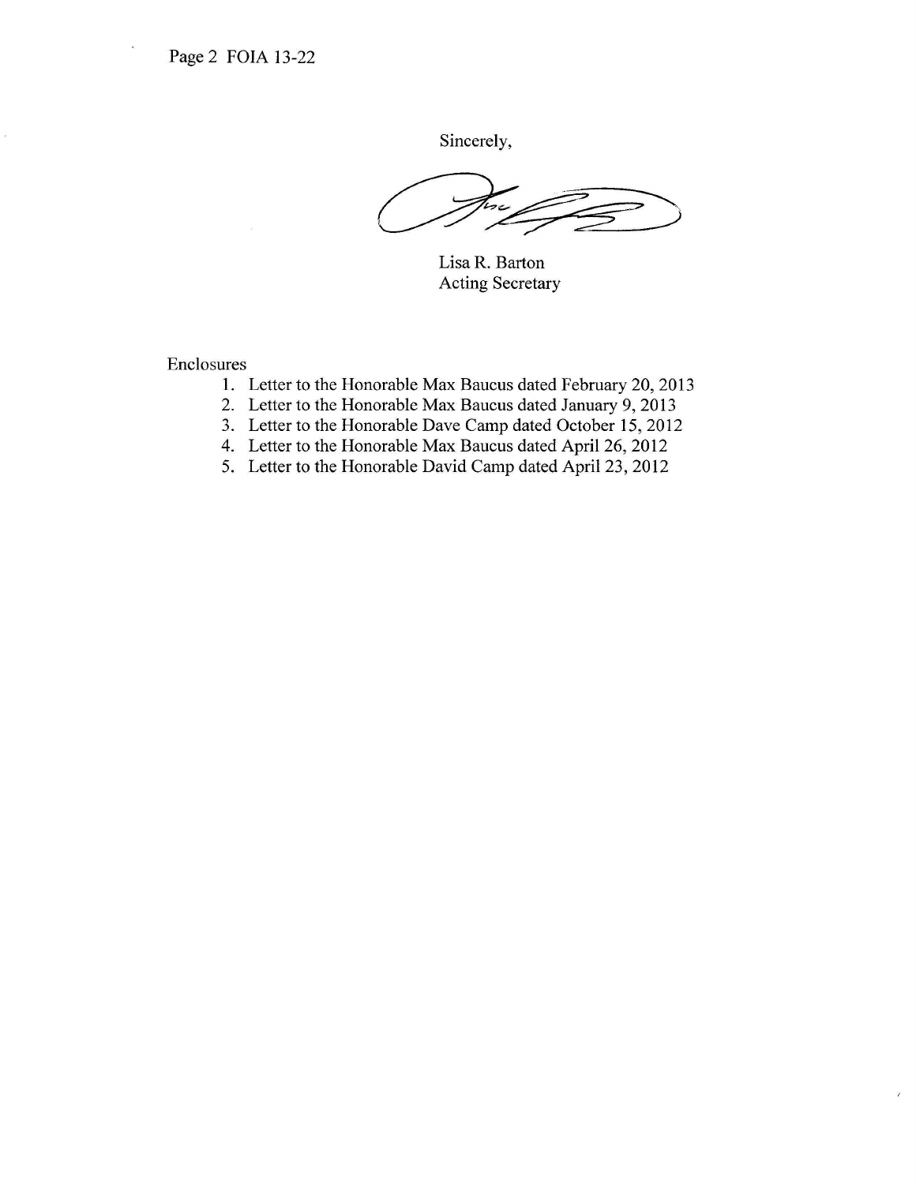Sincerely,

Lisa R. Barton
Acting Secretary

Enclosures

1. Letter to the Honorable Max Baucus dated February 20, 2013
2. Letter to the Honorable Max Baucus dated January 9, 2013
3. Letter to the Honorable Dave Camp dated October 15, 2012
4. Letter to the Honorable Max Baucus dated April 26, 2012
5. Letter to the Honorable David Camp dated April 23, 2012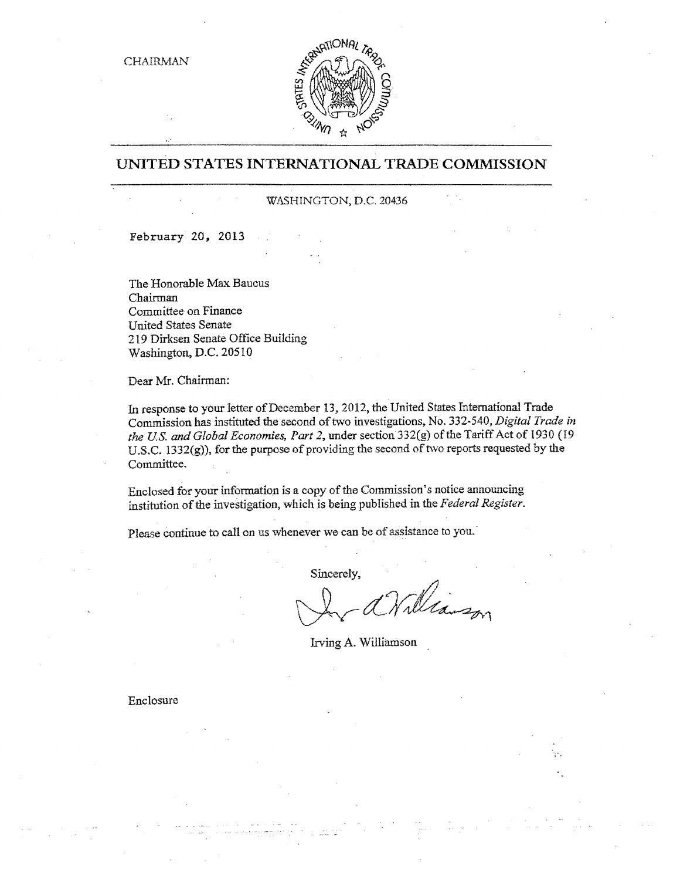CHAIRMAN

## UNITED STATES INTERNATIONAL TRADE COMMISSION

WASHINGTON, D.C. 20436

February 20, 2013

The Honorable Max Baucus  
Chairman  
Committee on Finance  
United States Senate  
219 Dirksen Senate Office Building  
Washington, D.C. 20510

Dear Mr. Chairman:

In response to your letter of December 13, 2012, the United States International Trade Commission has instituted the second of two investigations, No. 332-540, *Digital Trade in the U.S. and Global Economies, Part 2*, under section 332(g) of the Tariff Act of 1930 (19 U.S.C. 1332(g)), for the purpose of providing the second of two reports requested by the Committee.

Enclosed for your information is a copy of the Commission's notice announcing institution of the investigation, which is being published in the *Federal Register*.

Please continue to call on us whenever we can be of assistance to you.

Sincerely,

Irving A. Williamson

Enclosure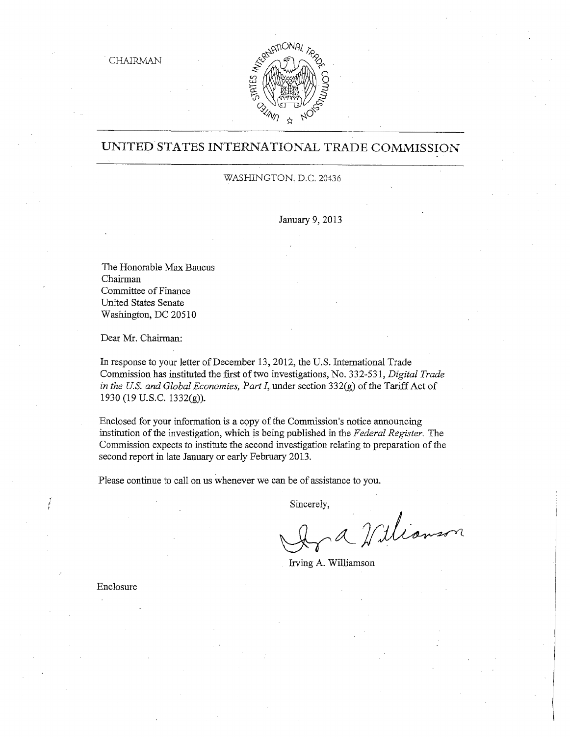CHAIRMAN

# UNITED STATES INTERNATIONAL TRADE COMMISSION

WASHINGTON, D.C. 20436

January 9, 2013

The Honorable Max Baucus
Chairman
Committee of Finance
United States Senate
Washington, DC 20510

Dear Mr. Chairman:

In response to your letter of December 13, 2012, the U.S. International Trade Commission has instituted the first of two investigations, No. 332-531, *Digital Trade in the U.S. and Global Economies, Part I*, under section 332(g) of the Tariff Act of 1930 (19 U.S.C. 1332(g)).

Enclosed for your information is a copy of the Commission's notice announcing institution of the investigation, which is being published in the *Federal Register*. The Commission expects to institute the second investigation relating to preparation of the second report in late January or early February 2013.

Please continue to call on us whenever we can be of assistance to you.

Sincerely,

Irving A. Williamson

Enclosure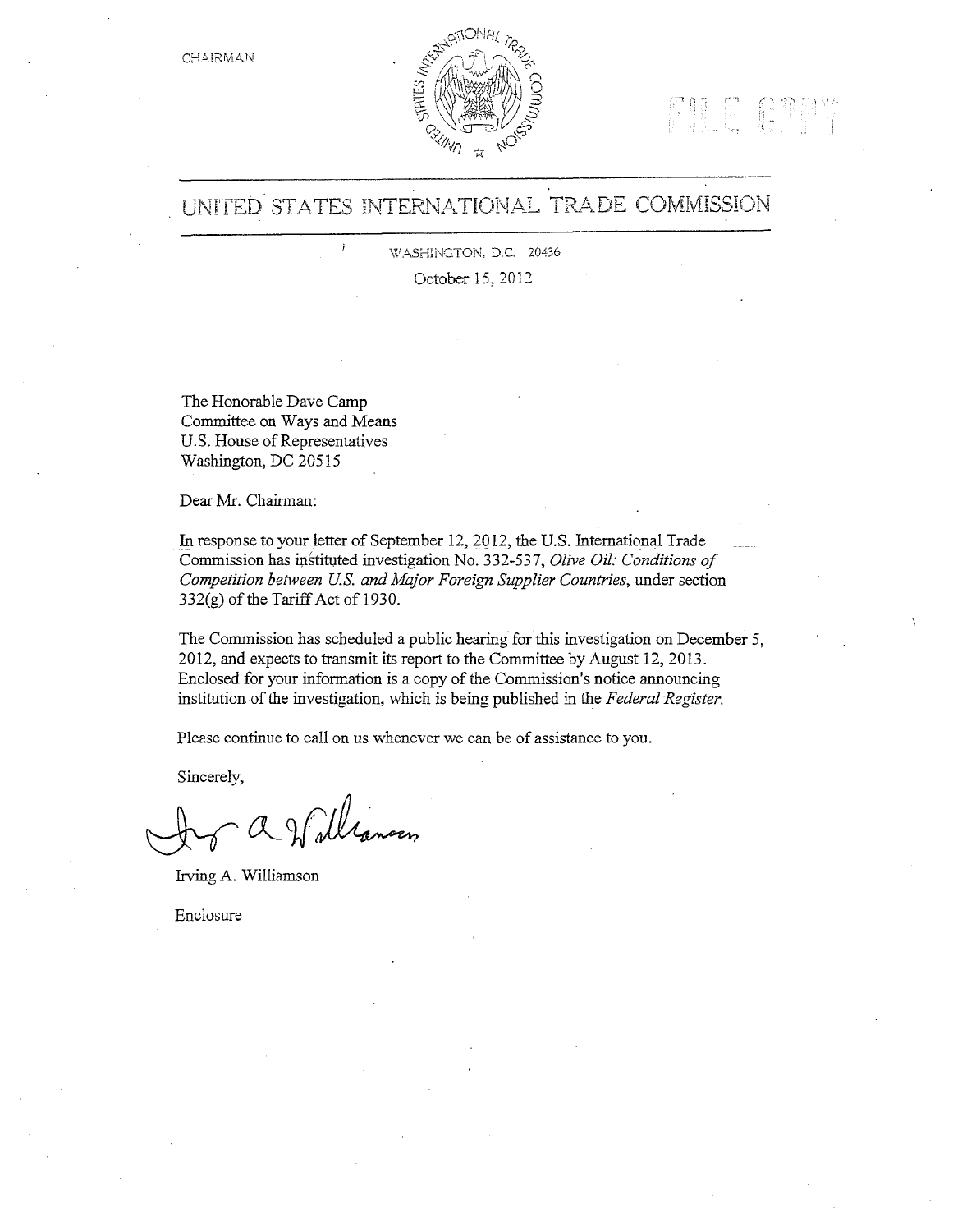CHAIRMAN

# UNITED STATES INTERNATIONAL TRADE COMMISSION

WASHINGTON, D.C. 20436

October 15, 2012

The Honorable Dave Camp
Committee on Ways and Means
U.S. House of Representatives
Washington, DC 20515

Dear Mr. Chairman:

In response to your letter of September 12, 2012, the U.S. International Trade Commission has instituted investigation No. 332-537, *Olive Oil: Conditions of Competition between U.S. and Major Foreign Supplier Countries*, under section 332(g) of the Tariff Act of 1930.

The Commission has scheduled a public hearing for this investigation on December 5, 2012, and expects to transmit its report to the Committee by August 12, 2013. Enclosed for your information is a copy of the Commission's notice announcing institution of the investigation, which is being published in the *Federal Register*.

Please continue to call on us whenever we can be of assistance to you.

Sincerely,

Irving A. Williamson

Enclosure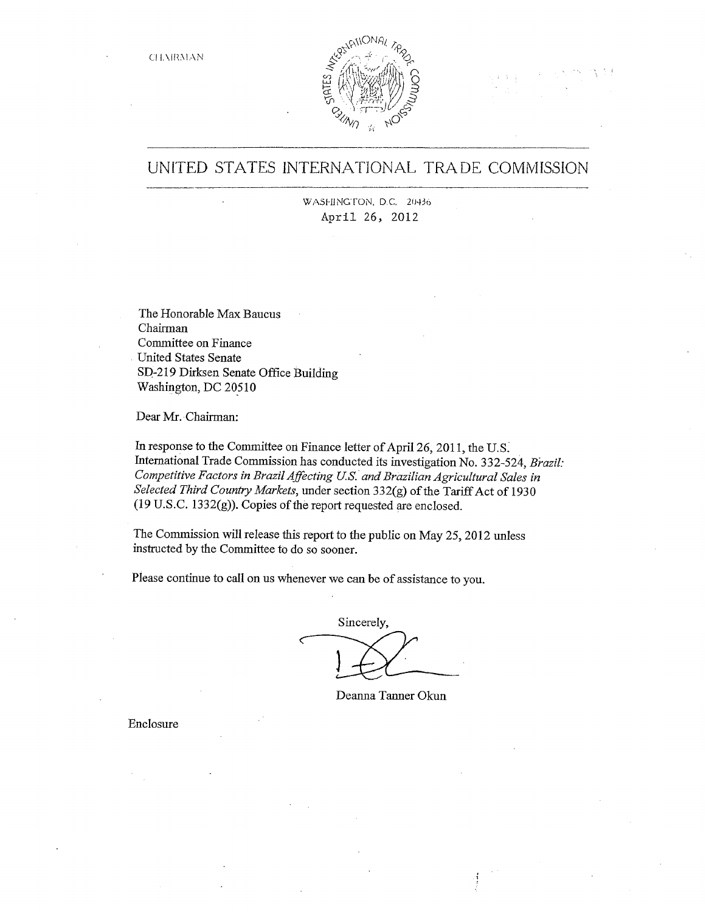CHAIRMAN

# UNITED STATES INTERNATIONAL TRADE COMMISSION

WASHINGTON, D.C. 20436
April 26, 2012

The Honorable Max Baucus
Chairman
Committee on Finance
United States Senate
SD-219 Dirksen Senate Office Building
Washington, DC 20510

Dear Mr. Chairman:

In response to the Committee on Finance letter of April 26, 2011, the U.S. International Trade Commission has conducted its investigation No. 332-524, *Brazil: Competitive Factors in Brazil Affecting U.S. and Brazilian Agricultural Sales in Selected Third Country Markets*, under section 332(g) of the Tariff Act of 1930 (19 U.S.C. 1332(g)). Copies of the report requested are enclosed.

The Commission will release this report to the public on May 25, 2012 unless instructed by the Committee to do so sooner.

Please continue to call on us whenever we can be of assistance to you.

Sincerely,

Deanna Tanner Okun

Enclosure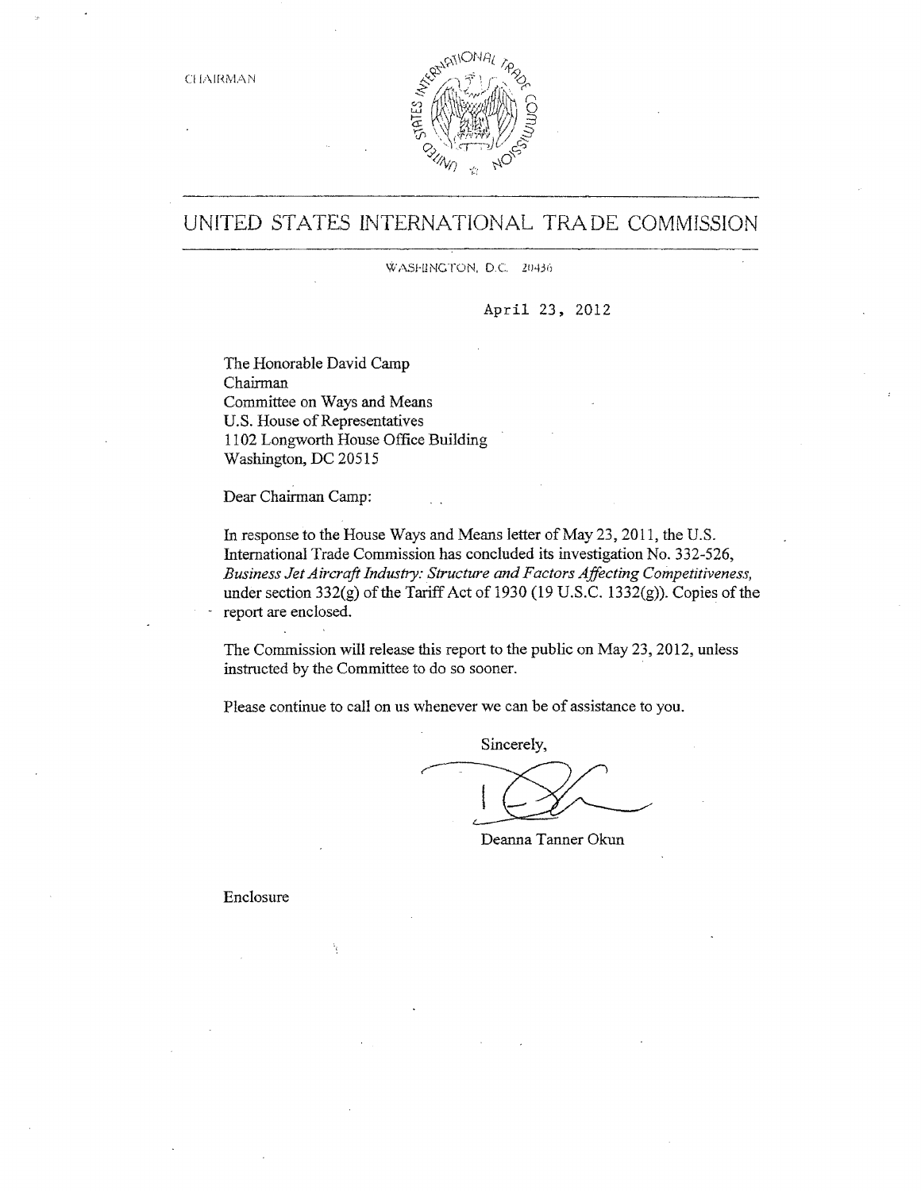CHAIRMAN

# UNITED STATES INTERNATIONAL TRADE COMMISSION

WASHINGTON, D.C. 20436

April 23, 2012

The Honorable David Camp
Chairman
Committee on Ways and Means
U.S. House of Representatives
1102 Longworth House Office Building
Washington, DC 20515

Dear Chairman Camp:

In response to the House Ways and Means letter of May 23, 2011, the U.S. International Trade Commission has concluded its investigation No. 332-526, *Business Jet Aircraft Industry: Structure and Factors Affecting Competitiveness,* under section 332(g) of the Tariff Act of 1930 (19 U.S.C. 1332(g)). Copies of the report are enclosed.

The Commission will release this report to the public on May 23, 2012, unless instructed by the Committee to do so sooner.

Please continue to call on us whenever we can be of assistance to you.

Sincerely,

Deanna Tanner Okun

Enclosure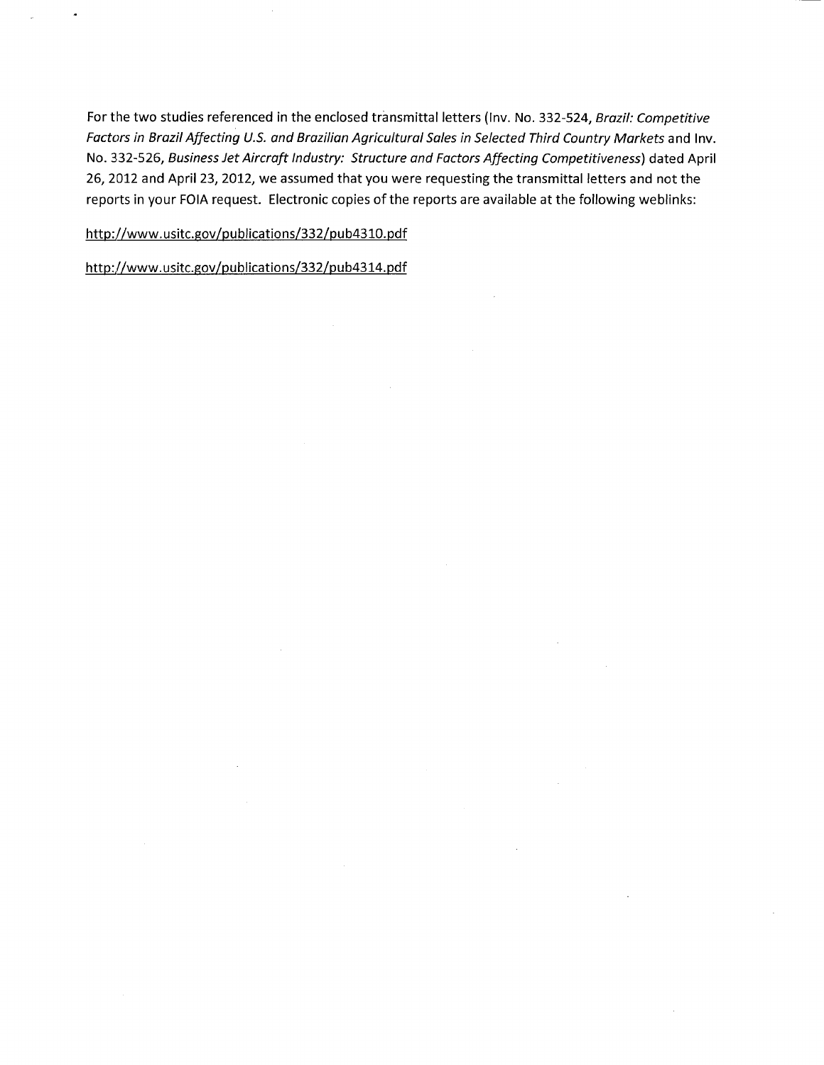For the two studies referenced in the enclosed transmittal letters (Inv. No. 332-524, *Brazil: Competitive Factors in Brazil Affecting U.S. and Brazilian Agricultural Sales in Selected Third Country Markets* and Inv. No. 332-526, *Business Jet Aircraft Industry: Structure and Factors Affecting Competitiveness*) dated April 26, 2012 and April 23, 2012, we assumed that you were requesting the transmittal letters and not the reports in your FOIA request. Electronic copies of the reports are available at the following weblinks:

http://www.usitc.gov/publications/332/pub4310.pdf

http://www.usitc.gov/publications/332/pub4314.pdf